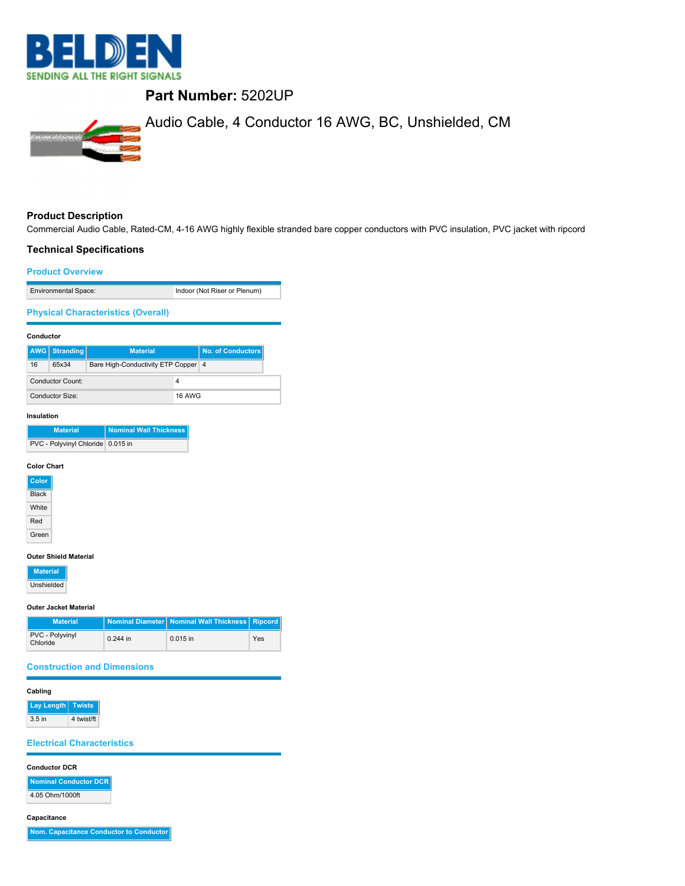# Part Number: 5202UP

Audio Cable, 4 Conductor 16 AWG, BC, Unshielded, CM

## Product Description

Commercial Audio Cable, Rated-CM, 4-16 AWG highly flexible stranded bare copper conductors with PVC insulation, PVC jacket with ripcord

## Technical Specifications

### Product Overview

| Environmental Space: | Indoor (Not Riser or Plenum) |
|---|---|

### Physical Characteristics (Overall)

**Conductor**

| AWG | Stranding | Material | No. of Conductors |
|---|---|---|---|
| 16 | 65x34 | Bare High-Conductivity ETP Copper | 4 |

| Conductor Count: | 4 |
|---|---|
| Conductor Size: | 16 AWG |

**Insulation**

| Material | Nominal Wall Thickness |
|---|---|
| PVC - Polyvinyl Chloride | 0.015 in |

**Color Chart**

| Color |
|---|
| Black |
| White |
| Red |
| Green |

**Outer Shield Material**

| Material |
|---|
| Unshielded |

**Outer Jacket Material**

| Material | Nominal Diameter | Nominal Wall Thickness | Ripcord |
|---|---|---|---|
| PVC - Polyvinyl Chloride | 0.244 in | 0.015 in | Yes |

### Construction and Dimensions

**Cabling**

| Lay Length | Twists |
|---|---|
| 3.5 in | 4 twist/ft |

### Electrical Characteristics

**Conductor DCR**

| Nominal Conductor DCR |
|---|
| 4.05 Ohm/1000ft |

**Capacitance**

| Nom. Capacitance Conductor to Conductor |
|---|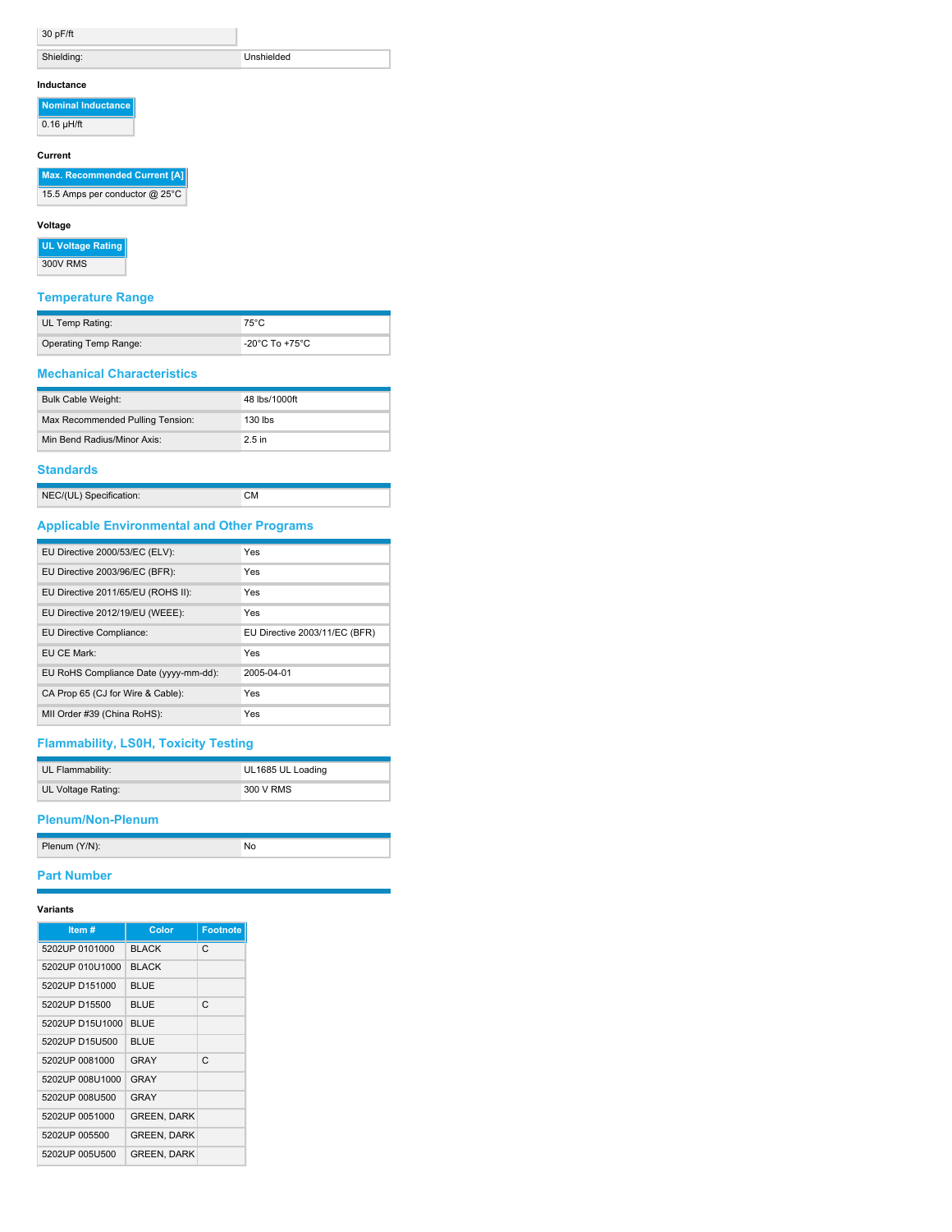| 30 pF/ft |
|---|

| Shielding: | Unshielded |
|---|---|

**Inductance**

| Nominal Inductance |
|---|
| 0.16 µH/ft |

**Current**

| Max. Recommended Current [A] |
|---|
| 15.5 Amps per conductor @ 25°C |

**Voltage**

| UL Voltage Rating |
|---|
| 300V RMS |

## Temperature Range

| | |
|---|---|
| UL Temp Rating: | 75°C |
| Operating Temp Range: | -20°C To +75°C |

## Mechanical Characteristics

| | |
|---|---|
| Bulk Cable Weight: | 48 lbs/1000ft |
| Max Recommended Pulling Tension: | 130 lbs |
| Min Bend Radius/Minor Axis: | 2.5 in |

## Standards

| | |
|---|---|
| NEC/(UL) Specification: | CM |

## Applicable Environmental and Other Programs

| | |
|---|---|
| EU Directive 2000/53/EC (ELV): | Yes |
| EU Directive 2003/96/EC (BFR): | Yes |
| EU Directive 2011/65/EU (ROHS II): | Yes |
| EU Directive 2012/19/EU (WEEE): | Yes |
| EU Directive Compliance: | EU Directive 2003/11/EC (BFR) |
| EU CE Mark: | Yes |
| EU RoHS Compliance Date (yyyy-mm-dd): | 2005-04-01 |
| CA Prop 65 (CJ for Wire & Cable): | Yes |
| MII Order #39 (China RoHS): | Yes |

## Flammability, LS0H, Toxicity Testing

| | |
|---|---|
| UL Flammability: | UL1685 UL Loading |
| UL Voltage Rating: | 300 V RMS |

## Plenum/Non-Plenum

| | |
|---|---|
| Plenum (Y/N): | No |

## Part Number

**Variants**

| Item # | Color | Footnote |
|---|---|---|
| 5202UP 0101000 | BLACK | C |
| 5202UP 010U1000 | BLACK | |
| 5202UP D151000 | BLUE | |
| 5202UP D15500 | BLUE | C |
| 5202UP D15U1000 | BLUE | |
| 5202UP D15U500 | BLUE | |
| 5202UP 0081000 | GRAY | C |
| 5202UP 008U1000 | GRAY | |
| 5202UP 008U500 | GRAY | |
| 5202UP 0051000 | GREEN, DARK | |
| 5202UP 005500 | GREEN, DARK | |
| 5202UP 005U500 | GREEN, DARK | |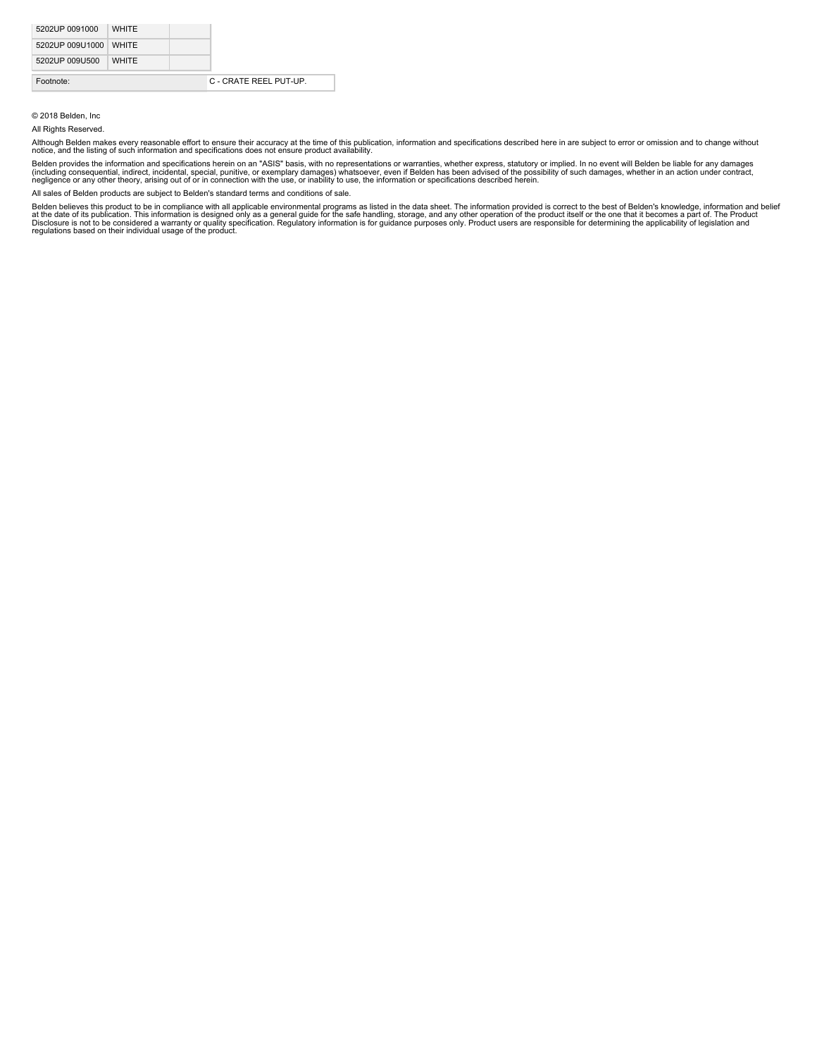| | | |
|---|---|---|
| 5202UP 0091000 | WHITE | |
| 5202UP 009U1000 | WHITE | |
| 5202UP 009U500 | WHITE | |

| | |
|---|---|
| Footnote: | C - CRATE REEL PUT-UP. |

© 2018 Belden, Inc

All Rights Reserved.

Although Belden makes every reasonable effort to ensure their accuracy at the time of this publication, information and specifications described here in are subject to error or omission and to change without notice, and the listing of such information and specifications does not ensure product availability.

Belden provides the information and specifications herein on an "ASIS" basis, with no representations or warranties, whether express, statutory or implied. In no event will Belden be liable for any damages (including consequential, indirect, incidental, special, punitive, or exemplary damages) whatsoever, even if Belden has been advised of the possibility of such damages, whether in an action under contract, negligence or any other theory, arising out of or in connection with the use, or inability to use, the information or specifications described herein.

All sales of Belden products are subject to Belden's standard terms and conditions of sale.

Belden believes this product to be in compliance with all applicable environmental programs as listed in the data sheet. The information provided is correct to the best of Belden's knowledge, information and belief at the date of its publication. This information is designed only as a general guide for the safe handling, storage, and any other operation of the product itself or the one that it becomes a part of. The Product Disclosure is not to be considered a warranty or quality specification. Regulatory information is for guidance purposes only. Product users are responsible for determining the applicability of legislation and regulations based on their individual usage of the product.